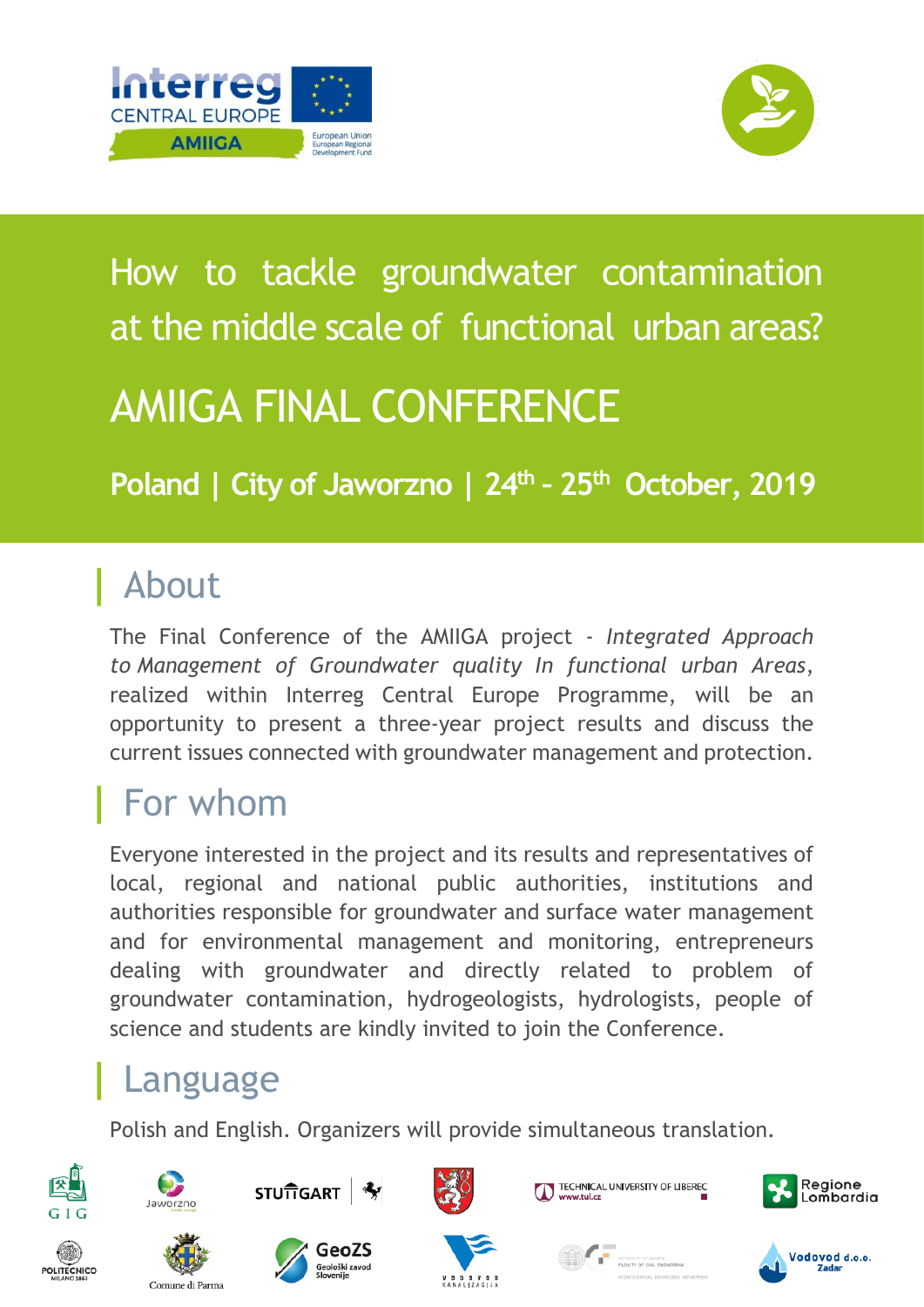# How to tackle groundwater contamination at the middle scale of functional urban areas?

# AMIIGA FINAL CONFERENCE

**Poland | City of Jaworzno | 24th - 25th October, 2019**

## About

The Final Conference of the AMIIGA project - *Integrated Approach to Management of Groundwater quality In functional urban Areas*, realized within Interreg Central Europe Programme, will be an opportunity to present a three-year project results and discuss the current issues connected with groundwater management and protection.

## For whom

Everyone interested in the project and its results and representatives of local, regional and national public authorities, institutions and authorities responsible for groundwater and surface water management and for environmental management and monitoring, entrepreneurs dealing with groundwater and directly related to problem of groundwater contamination, hydrogeologists, hydrologists, people of science and students are kindly invited to join the Conference.

## Language

Polish and English. Organizers will provide simultaneous translation.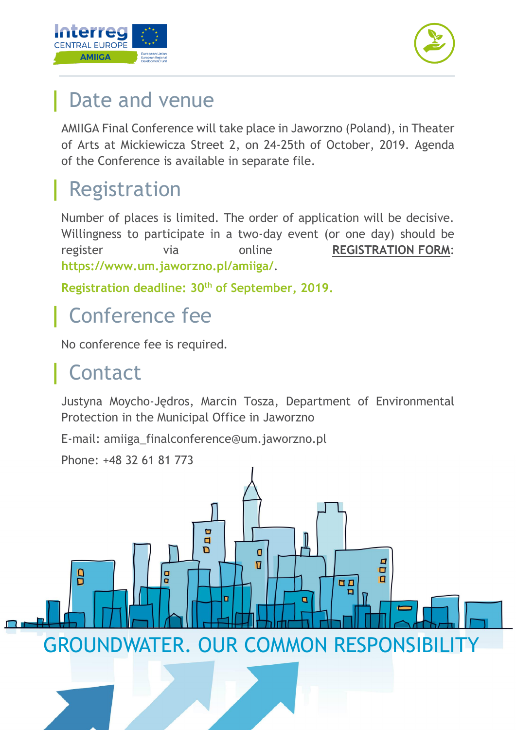## Date and venue

AMIIGA Final Conference will take place in Jaworzno (Poland), in Theater of Arts at Mickiewicza Street 2, on 24-25th of October, 2019. Agenda of the Conference is available in separate file.

## Registration

Number of places is limited. The order of application will be decisive. Willingness to participate in a two-day event (or one day) should be register via online **REGISTRATION FORM**: **https://www.um.jaworzno.pl/amiiga/**.

**Registration deadline: 30th of September, 2019.**

## Conference fee

No conference fee is required.

## Contact

Justyna Moycho-Jędros, Marcin Tosza, Department of Environmental Protection in the Municipal Office in Jaworzno

E-mail: amiiga_finalconference@um.jaworzno.pl

Phone: +48 32 61 81 773

GROUNDWATER. OUR COMMON RESPONSIBILITY